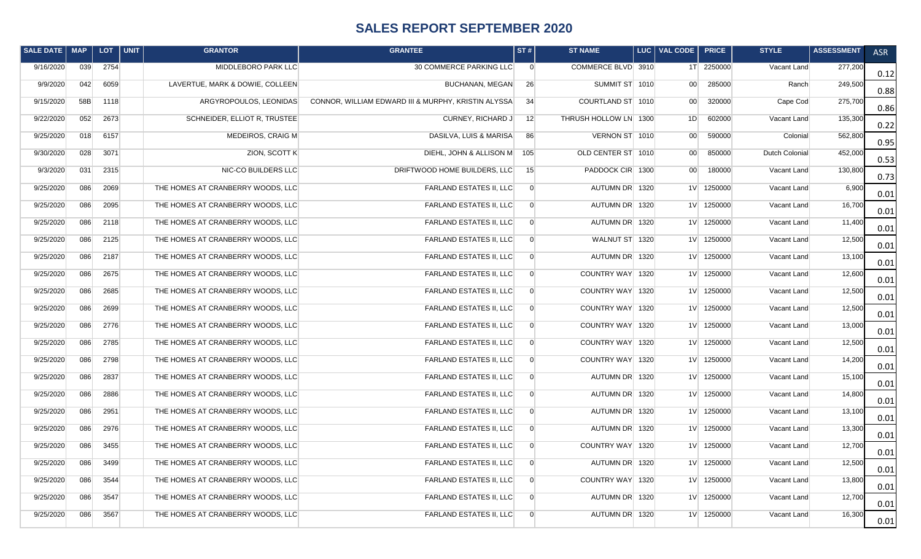# SALES REPORT SEPTEMBER 2020

| SALE DATE | MAP | LOT | UNIT | GRANTOR | GRANTEE | ST # | ST NAME | LUC | VAL CODE | PRICE | STYLE | ASSESSMENT | ASR |
|---|---|---|---|---|---|---|---|---|---|---|---|---|---|
| 9/16/2020 | 039 | 2754 | | MIDDLEBORO PARK LLC | 30 COMMERCE PARKING LLC | 0 | COMMERCE BLVD | 3910 | 1T | 2250000 | Vacant Land | 277,200 | 0.12 |
| 9/9/2020 | 042 | 6059 | | LAVERTUE, MARK & DOWIE, COLLEEN | BUCHANAN, MEGAN | 26 | SUMMIT ST | 1010 | 00 | 285000 | Ranch | 249,500 | 0.88 |
| 9/15/2020 | 58B | 1118 | | ARGYROPOULOS, LEONIDAS | CONNOR, WILLIAM EDWARD III & MURPHY, KRISTIN ALYSSA | 34 | COURTLAND ST | 1010 | 00 | 320000 | Cape Cod | 275,700 | 0.86 |
| 9/22/2020 | 052 | 2673 | | SCHNEIDER, ELLIOT R, TRUSTEE | CURNEY, RICHARD J | 12 | THRUSH HOLLOW LN | 1300 | 1D | 602000 | Vacant Land | 135,300 | 0.22 |
| 9/25/2020 | 018 | 6157 | | MEDEIROS, CRAIG M | DASILVA, LUIS & MARISA | 86 | VERNON ST | 1010 | 00 | 590000 | Colonial | 562,800 | 0.95 |
| 9/30/2020 | 028 | 3071 | | ZION, SCOTT K | DIEHL, JOHN & ALLISON M | 105 | OLD CENTER ST | 1010 | 00 | 850000 | Dutch Colonial | 452,000 | 0.53 |
| 9/3/2020 | 031 | 2315 | | NIC-CO BUILDERS LLC | DRIFTWOOD HOME BUILDERS, LLC | 15 | PADDOCK CIR | 1300 | 00 | 180000 | Vacant Land | 130,800 | 0.73 |
| 9/25/2020 | 086 | 2069 | | THE HOMES AT CRANBERRY WOODS, LLC | FARLAND ESTATES II, LLC | 0 | AUTUMN DR | 1320 | 1V | 1250000 | Vacant Land | 6,900 | 0.01 |
| 9/25/2020 | 086 | 2095 | | THE HOMES AT CRANBERRY WOODS, LLC | FARLAND ESTATES II, LLC | 0 | AUTUMN DR | 1320 | 1V | 1250000 | Vacant Land | 16,700 | 0.01 |
| 9/25/2020 | 086 | 2118 | | THE HOMES AT CRANBERRY WOODS, LLC | FARLAND ESTATES II, LLC | 0 | AUTUMN DR | 1320 | 1V | 1250000 | Vacant Land | 11,400 | 0.01 |
| 9/25/2020 | 086 | 2125 | | THE HOMES AT CRANBERRY WOODS, LLC | FARLAND ESTATES II, LLC | 0 | WALNUT ST | 1320 | 1V | 1250000 | Vacant Land | 12,500 | 0.01 |
| 9/25/2020 | 086 | 2187 | | THE HOMES AT CRANBERRY WOODS, LLC | FARLAND ESTATES II, LLC | 0 | AUTUMN DR | 1320 | 1V | 1250000 | Vacant Land | 13,100 | 0.01 |
| 9/25/2020 | 086 | 2675 | | THE HOMES AT CRANBERRY WOODS, LLC | FARLAND ESTATES II, LLC | 0 | COUNTRY WAY | 1320 | 1V | 1250000 | Vacant Land | 12,600 | 0.01 |
| 9/25/2020 | 086 | 2685 | | THE HOMES AT CRANBERRY WOODS, LLC | FARLAND ESTATES II, LLC | 0 | COUNTRY WAY | 1320 | 1V | 1250000 | Vacant Land | 12,500 | 0.01 |
| 9/25/2020 | 086 | 2699 | | THE HOMES AT CRANBERRY WOODS, LLC | FARLAND ESTATES II, LLC | 0 | COUNTRY WAY | 1320 | 1V | 1250000 | Vacant Land | 12,500 | 0.01 |
| 9/25/2020 | 086 | 2776 | | THE HOMES AT CRANBERRY WOODS, LLC | FARLAND ESTATES II, LLC | 0 | COUNTRY WAY | 1320 | 1V | 1250000 | Vacant Land | 13,000 | 0.01 |
| 9/25/2020 | 086 | 2785 | | THE HOMES AT CRANBERRY WOODS, LLC | FARLAND ESTATES II, LLC | 0 | COUNTRY WAY | 1320 | 1V | 1250000 | Vacant Land | 12,500 | 0.01 |
| 9/25/2020 | 086 | 2798 | | THE HOMES AT CRANBERRY WOODS, LLC | FARLAND ESTATES II, LLC | 0 | COUNTRY WAY | 1320 | 1V | 1250000 | Vacant Land | 14,200 | 0.01 |
| 9/25/2020 | 086 | 2837 | | THE HOMES AT CRANBERRY WOODS, LLC | FARLAND ESTATES II, LLC | 0 | AUTUMN DR | 1320 | 1V | 1250000 | Vacant Land | 15,100 | 0.01 |
| 9/25/2020 | 086 | 2886 | | THE HOMES AT CRANBERRY WOODS, LLC | FARLAND ESTATES II, LLC | 0 | AUTUMN DR | 1320 | 1V | 1250000 | Vacant Land | 14,800 | 0.01 |
| 9/25/2020 | 086 | 2951 | | THE HOMES AT CRANBERRY WOODS, LLC | FARLAND ESTATES II, LLC | 0 | AUTUMN DR | 1320 | 1V | 1250000 | Vacant Land | 13,100 | 0.01 |
| 9/25/2020 | 086 | 2976 | | THE HOMES AT CRANBERRY WOODS, LLC | FARLAND ESTATES II, LLC | 0 | AUTUMN DR | 1320 | 1V | 1250000 | Vacant Land | 13,300 | 0.01 |
| 9/25/2020 | 086 | 3455 | | THE HOMES AT CRANBERRY WOODS, LLC | FARLAND ESTATES II, LLC | 0 | COUNTRY WAY | 1320 | 1V | 1250000 | Vacant Land | 12,700 | 0.01 |
| 9/25/2020 | 086 | 3499 | | THE HOMES AT CRANBERRY WOODS, LLC | FARLAND ESTATES II, LLC | 0 | AUTUMN DR | 1320 | 1V | 1250000 | Vacant Land | 12,500 | 0.01 |
| 9/25/2020 | 086 | 3544 | | THE HOMES AT CRANBERRY WOODS, LLC | FARLAND ESTATES II, LLC | 0 | COUNTRY WAY | 1320 | 1V | 1250000 | Vacant Land | 13,800 | 0.01 |
| 9/25/2020 | 086 | 3547 | | THE HOMES AT CRANBERRY WOODS, LLC | FARLAND ESTATES II, LLC | 0 | AUTUMN DR | 1320 | 1V | 1250000 | Vacant Land | 12,700 | 0.01 |
| 9/25/2020 | 086 | 3567 | | THE HOMES AT CRANBERRY WOODS, LLC | FARLAND ESTATES II, LLC | 0 | AUTUMN DR | 1320 | 1V | 1250000 | Vacant Land | 16,300 | 0.01 |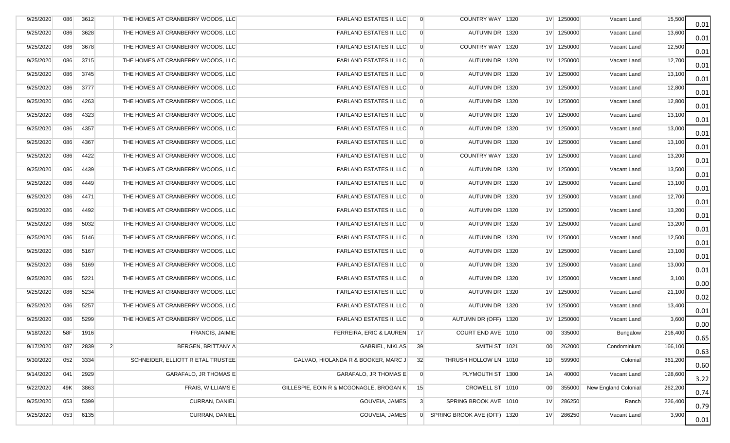| | | | | | | | | | | | | | |
|---|---|---|---|---|---|---|---|---|---|---|---|---|---|
| 9/25/2020 | 086 | 3612 | | THE HOMES AT CRANBERRY WOODS, LLC | FARLAND ESTATES II, LLC | 0 | COUNTRY WAY | 1320 | 1V | 1250000 | Vacant Land | 15,500 | 0.01 |
| 9/25/2020 | 086 | 3628 | | THE HOMES AT CRANBERRY WOODS, LLC | FARLAND ESTATES II, LLC | 0 | AUTUMN DR | 1320 | 1V | 1250000 | Vacant Land | 13,600 | 0.01 |
| 9/25/2020 | 086 | 3678 | | THE HOMES AT CRANBERRY WOODS, LLC | FARLAND ESTATES II, LLC | 0 | COUNTRY WAY | 1320 | 1V | 1250000 | Vacant Land | 12,500 | 0.01 |
| 9/25/2020 | 086 | 3715 | | THE HOMES AT CRANBERRY WOODS, LLC | FARLAND ESTATES II, LLC | 0 | AUTUMN DR | 1320 | 1V | 1250000 | Vacant Land | 12,700 | 0.01 |
| 9/25/2020 | 086 | 3745 | | THE HOMES AT CRANBERRY WOODS, LLC | FARLAND ESTATES II, LLC | 0 | AUTUMN DR | 1320 | 1V | 1250000 | Vacant Land | 13,100 | 0.01 |
| 9/25/2020 | 086 | 3777 | | THE HOMES AT CRANBERRY WOODS, LLC | FARLAND ESTATES II, LLC | 0 | AUTUMN DR | 1320 | 1V | 1250000 | Vacant Land | 12,800 | 0.01 |
| 9/25/2020 | 086 | 4263 | | THE HOMES AT CRANBERRY WOODS, LLC | FARLAND ESTATES II, LLC | 0 | AUTUMN DR | 1320 | 1V | 1250000 | Vacant Land | 12,800 | 0.01 |
| 9/25/2020 | 086 | 4323 | | THE HOMES AT CRANBERRY WOODS, LLC | FARLAND ESTATES II, LLC | 0 | AUTUMN DR | 1320 | 1V | 1250000 | Vacant Land | 13,100 | 0.01 |
| 9/25/2020 | 086 | 4357 | | THE HOMES AT CRANBERRY WOODS, LLC | FARLAND ESTATES II, LLC | 0 | AUTUMN DR | 1320 | 1V | 1250000 | Vacant Land | 13,000 | 0.01 |
| 9/25/2020 | 086 | 4367 | | THE HOMES AT CRANBERRY WOODS, LLC | FARLAND ESTATES II, LLC | 0 | AUTUMN DR | 1320 | 1V | 1250000 | Vacant Land | 13,100 | 0.01 |
| 9/25/2020 | 086 | 4422 | | THE HOMES AT CRANBERRY WOODS, LLC | FARLAND ESTATES II, LLC | 0 | COUNTRY WAY | 1320 | 1V | 1250000 | Vacant Land | 13,200 | 0.01 |
| 9/25/2020 | 086 | 4439 | | THE HOMES AT CRANBERRY WOODS, LLC | FARLAND ESTATES II, LLC | 0 | AUTUMN DR | 1320 | 1V | 1250000 | Vacant Land | 13,500 | 0.01 |
| 9/25/2020 | 086 | 4449 | | THE HOMES AT CRANBERRY WOODS, LLC | FARLAND ESTATES II, LLC | 0 | AUTUMN DR | 1320 | 1V | 1250000 | Vacant Land | 13,100 | 0.01 |
| 9/25/2020 | 086 | 4471 | | THE HOMES AT CRANBERRY WOODS, LLC | FARLAND ESTATES II, LLC | 0 | AUTUMN DR | 1320 | 1V | 1250000 | Vacant Land | 12,700 | 0.01 |
| 9/25/2020 | 086 | 4492 | | THE HOMES AT CRANBERRY WOODS, LLC | FARLAND ESTATES II, LLC | 0 | AUTUMN DR | 1320 | 1V | 1250000 | Vacant Land | 13,200 | 0.01 |
| 9/25/2020 | 086 | 5032 | | THE HOMES AT CRANBERRY WOODS, LLC | FARLAND ESTATES II, LLC | 0 | AUTUMN DR | 1320 | 1V | 1250000 | Vacant Land | 13,200 | 0.01 |
| 9/25/2020 | 086 | 5146 | | THE HOMES AT CRANBERRY WOODS, LLC | FARLAND ESTATES II, LLC | 0 | AUTUMN DR | 1320 | 1V | 1250000 | Vacant Land | 12,500 | 0.01 |
| 9/25/2020 | 086 | 5167 | | THE HOMES AT CRANBERRY WOODS, LLC | FARLAND ESTATES II, LLC | 0 | AUTUMN DR | 1320 | 1V | 1250000 | Vacant Land | 13,100 | 0.01 |
| 9/25/2020 | 086 | 5169 | | THE HOMES AT CRANBERRY WOODS, LLC | FARLAND ESTATES II, LLC | 0 | AUTUMN DR | 1320 | 1V | 1250000 | Vacant Land | 13,000 | 0.01 |
| 9/25/2020 | 086 | 5221 | | THE HOMES AT CRANBERRY WOODS, LLC | FARLAND ESTATES II, LLC | 0 | AUTUMN DR | 1320 | 1V | 1250000 | Vacant Land | 3,100 | 0.00 |
| 9/25/2020 | 086 | 5234 | | THE HOMES AT CRANBERRY WOODS, LLC | FARLAND ESTATES II, LLC | 0 | AUTUMN DR | 1320 | 1V | 1250000 | Vacant Land | 21,100 | 0.02 |
| 9/25/2020 | 086 | 5257 | | THE HOMES AT CRANBERRY WOODS, LLC | FARLAND ESTATES II, LLC | 0 | AUTUMN DR | 1320 | 1V | 1250000 | Vacant Land | 13,400 | 0.01 |
| 9/25/2020 | 086 | 5299 | | THE HOMES AT CRANBERRY WOODS, LLC | FARLAND ESTATES II, LLC | 0 | AUTUMN DR (OFF) | 1320 | 1V | 1250000 | Vacant Land | 3,600 | 0.00 |
| 9/18/2020 | 58F | 1916 | | FRANCIS, JAIMIE | FERREIRA, ERIC & LAUREN | 17 | COURT END AVE | 1010 | 00 | 335000 | Bungalow | 216,400 | 0.65 |
| 9/17/2020 | 087 | 2839 | 2 | BERGEN, BRITTANY A | GABRIEL, NIKLAS | 39 | SMITH ST | 1021 | 00 | 262000 | Condominium | 166,100 | 0.63 |
| 9/30/2020 | 052 | 3334 | | SCHNEIDER, ELLIOTT R ETAL TRUSTEE | GALVAO, HIOLANDA R & BOOKER, MARC J | 32 | THRUSH HOLLOW LN | 1010 | 1D | 599900 | Colonial | 361,200 | 0.60 |
| 9/14/2020 | 041 | 2929 | | GARAFALO, JR THOMAS E | GARAFALO, JR THOMAS E | 0 | PLYMOUTH ST | 1300 | 1A | 40000 | Vacant Land | 128,600 | 3.22 |
| 9/22/2020 | 49K | 3863 | | FRAIS, WILLIAMS E | GILLESPIE, EOIN R & MCGONAGLE, BROGAN K | 15 | CROWELL ST | 1010 | 00 | 355000 | New England Colonial | 262,200 | 0.74 |
| 9/25/2020 | 053 | 5399 | | CURRAN, DANIEL | GOUVEIA, JAMES | 3 | SPRING BROOK AVE | 1010 | 1V | 286250 | Ranch | 226,400 | 0.79 |
| 9/25/2020 | 053 | 6135 | | CURRAN, DANIEL | GOUVEIA, JAMES | 0 | SPRING BROOK AVE (OFF) | 1320 | 1V | 286250 | Vacant Land | 3,900 | 0.01 |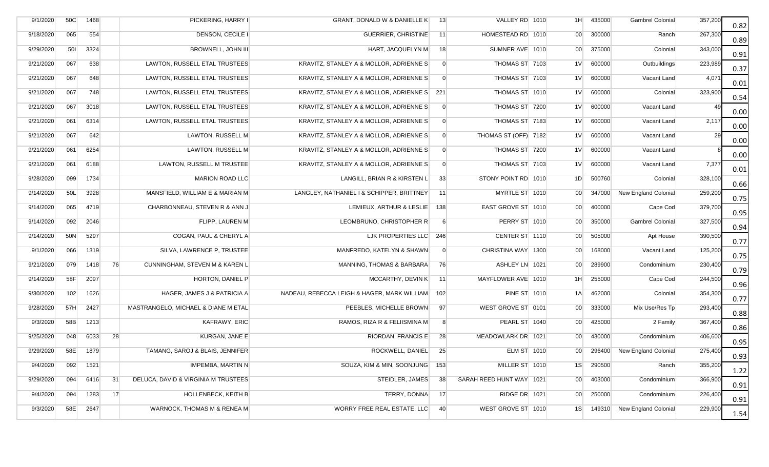| | | | | | | | | | | | | | |
|---|---|---|---|---|---|---|---|---|---|---|---|---|---|
| 9/1/2020 | 50C | 1468 | | PICKERING, HARRY I | GRANT, DONALD W & DANIELLE K | 13 | VALLEY RD | 1010 | 1H | 435000 | Gambrel Colonial | 357,200 | 0.82 |
| 9/18/2020 | 065 | 554 | | DENSON, CECILE I | GUERRIER, CHRISTINE | 11 | HOMESTEAD RD | 1010 | 00 | 300000 | Ranch | 267,300 | 0.89 |
| 9/29/2020 | 50I | 3324 | | BROWNELL, JOHN III | HART, JACQUELYN M | 18 | SUMNER AVE | 1010 | 00 | 375000 | Colonial | 343,000 | 0.91 |
| 9/21/2020 | 067 | 638 | | LAWTON, RUSSELL ETAL TRUSTEES | KRAVITZ, STANLEY A & MOLLOR, ADRIENNE S | 0 | THOMAS ST | 7103 | 1V | 600000 | Outbuildings | 223,989 | 0.37 |
| 9/21/2020 | 067 | 648 | | LAWTON, RUSSELL ETAL TRUSTEES | KRAVITZ, STANLEY A & MOLLOR, ADRIENNE S | 0 | THOMAS ST | 7103 | 1V | 600000 | Vacant Land | 4,071 | 0.01 |
| 9/21/2020 | 067 | 748 | | LAWTON, RUSSELL ETAL TRUSTEES | KRAVITZ, STANLEY A & MOLLOR, ADRIENNE S | 221 | THOMAS ST | 1010 | 1V | 600000 | Colonial | 323,900 | 0.54 |
| 9/21/2020 | 067 | 3018 | | LAWTON, RUSSELL ETAL TRUSTEES | KRAVITZ, STANLEY A & MOLLOR, ADRIENNE S | 0 | THOMAS ST | 7200 | 1V | 600000 | Vacant Land | 49 | 0.00 |
| 9/21/2020 | 061 | 6314 | | LAWTON, RUSSELL ETAL TRUSTEES | KRAVITZ, STANLEY A & MOLLOR, ADRIENNE S | 0 | THOMAS ST | 7183 | 1V | 600000 | Vacant Land | 2,117 | 0.00 |
| 9/21/2020 | 067 | 642 | | LAWTON, RUSSELL M | KRAVITZ, STANLEY A & MOLLOR, ADRIENNE S | 0 | THOMAS ST (OFF) | 7182 | 1V | 600000 | Vacant Land | 29 | 0.00 |
| 9/21/2020 | 061 | 6254 | | LAWTON, RUSSELL M | KRAVITZ, STANLEY A & MOLLOR, ADRIENNE S | 0 | THOMAS ST | 7200 | 1V | 600000 | Vacant Land | 8 | 0.00 |
| 9/21/2020 | 061 | 6188 | | LAWTON, RUSSELL M TRUSTEE | KRAVITZ, STANLEY A & MOLLOR, ADRIENNE S | 0 | THOMAS ST | 7103 | 1V | 600000 | Vacant Land | 7,377 | 0.01 |
| 9/28/2020 | 099 | 1734 | | MARION ROAD LLC | LANGILL, BRIAN R & KIRSTEN L | 33 | STONY POINT RD | 1010 | 1D | 500760 | Colonial | 328,100 | 0.66 |
| 9/14/2020 | 50L | 3928 | | MANSFIELD, WILLIAM E & MARIAN M | LANGLEY, NATHANIEL I & SCHIPPER, BRITTNEY | 11 | MYRTLE ST | 1010 | 00 | 347000 | New England Colonial | 259,200 | 0.75 |
| 9/14/2020 | 065 | 4719 | | CHARBONNEAU, STEVEN R & ANN J | LEMIEUX, ARTHUR & LESLIE | 138 | EAST GROVE ST | 1010 | 00 | 400000 | Cape Cod | 379,700 | 0.95 |
| 9/14/2020 | 092 | 2046 | | FLIPP, LAUREN M | LEOMBRUNO, CHRISTOPHER R | 6 | PERRY ST | 1010 | 00 | 350000 | Gambrel Colonial | 327,500 | 0.94 |
| 9/14/2020 | 50N | 5297 | | COGAN, PAUL & CHERYL A | LJK PROPERTIES LLC | 246 | CENTER ST | 1110 | 00 | 505000 | Apt House | 390,500 | 0.77 |
| 9/1/2020 | 066 | 1319 | | SILVA, LAWRENCE P, TRUSTEE | MANFREDO, KATELYN & SHAWN | 0 | CHRISTINA WAY | 1300 | 00 | 168000 | Vacant Land | 125,200 | 0.75 |
| 9/21/2020 | 079 | 1418 | 76 | CUNNINGHAM, STEVEN M & KAREN L | MANNING, THOMAS & BARBARA | 76 | ASHLEY LN | 1021 | 00 | 289900 | Condominium | 230,400 | 0.79 |
| 9/14/2020 | 58F | 2097 | | HORTON, DANIEL P | MCCARTHY, DEVIN K | 11 | MAYFLOWER AVE | 1010 | 1H | 255000 | Cape Cod | 244,500 | 0.96 |
| 9/30/2020 | 102 | 1626 | | HAGER, JAMES J & PATRICIA A | NADEAU, REBECCA LEIGH & HAGER, MARK WILLIAM | 102 | PINE ST | 1010 | 1A | 462000 | Colonial | 354,300 | 0.77 |
| 9/28/2020 | 57H | 2427 | | MASTRANGELO, MICHAEL & DIANE M ETAL | PEEBLES, MICHELLE BROWN | 97 | WEST GROVE ST | 0101 | 00 | 333000 | Mix Use/Res Tp | 293,400 | 0.88 |
| 9/3/2020 | 58B | 1213 | | KAFRAWY, ERIC | RAMOS, RIZA R & FELIISMINA M | 8 | PEARL ST | 1040 | 00 | 425000 | 2 Family | 367,400 | 0.86 |
| 9/25/2020 | 048 | 6033 | 28 | KURGAN, JANE E | RIORDAN, FRANCIS E | 28 | MEADOWLARK DR | 1021 | 00 | 430000 | Condominium | 406,600 | 0.95 |
| 9/29/2020 | 58E | 1879 | | TAMANG, SAROJ & BLAIS, JENNIFER | ROCKWELL, DANIEL | 25 | ELM ST | 1010 | 00 | 296400 | New England Colonial | 275,400 | 0.93 |
| 9/4/2020 | 092 | 1521 | | IMPEMBA, MARTIN N | SOUZA, KIM & MIN, SOONJUNG | 153 | MILLER ST | 1010 | 1S | 290500 | Ranch | 355,200 | 1.22 |
| 9/29/2020 | 094 | 6416 | 31 | DELUCA, DAVID & VIRGINIA M TRUSTEES | STEIDLER, JAMES | 38 | SARAH REED HUNT WAY | 1021 | 00 | 403000 | Condominium | 366,900 | 0.91 |
| 9/4/2020 | 094 | 1283 | 17 | HOLLENBECK, KEITH B | TERRY, DONNA | 17 | RIDGE DR | 1021 | 00 | 250000 | Condominium | 226,400 | 0.91 |
| 9/3/2020 | 58E | 2647 | | WARNOCK, THOMAS M & RENEA M | WORRY FREE REAL ESTATE, LLC | 40 | WEST GROVE ST | 1010 | 1S | 149310 | New England Colonial | 229,900 | 1.54 |